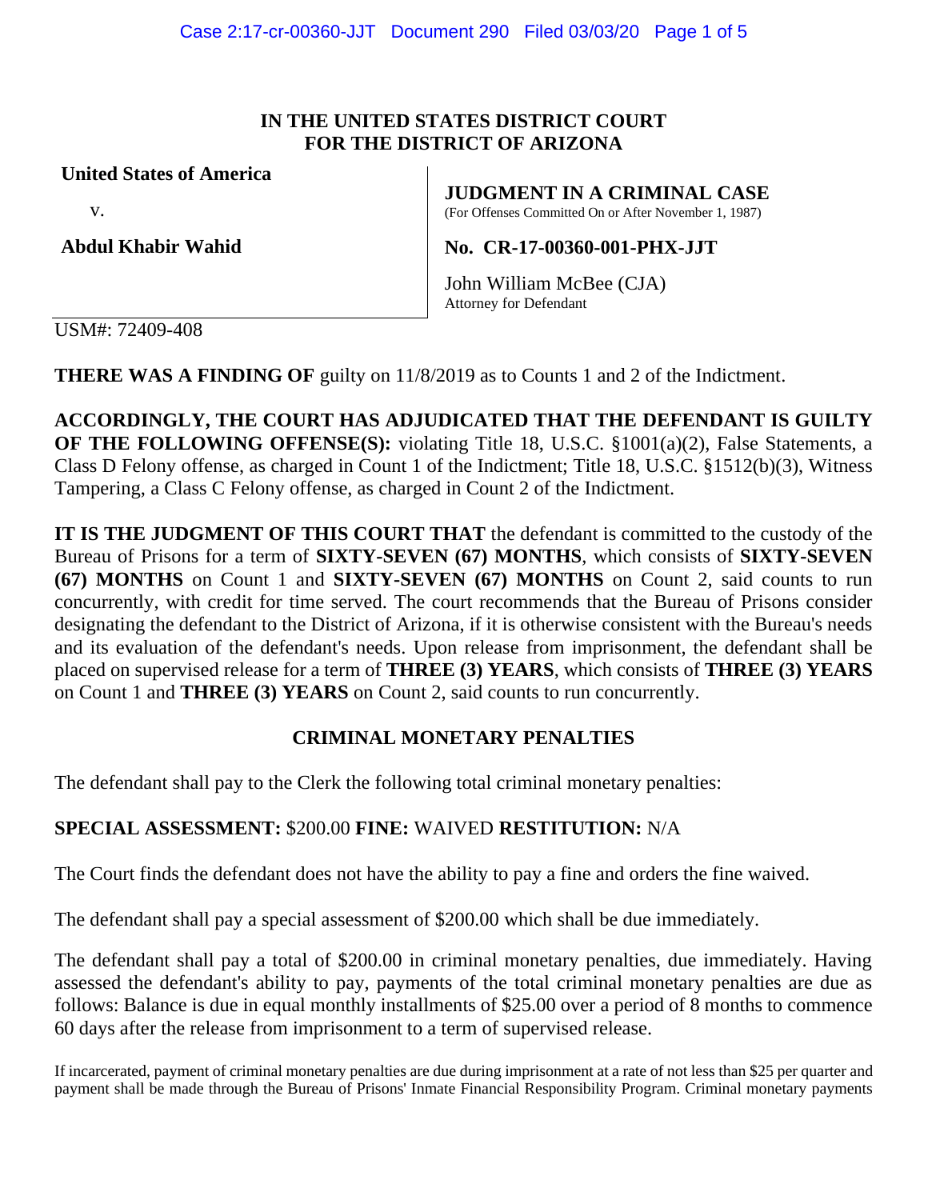**IN THE UNITED STATES DISTRICT COURT**
**FOR THE DISTRICT OF ARIZONA**

**United States of America**

v.

**Abdul Khabir Wahid**

**JUDGMENT IN A CRIMINAL CASE**
(For Offenses Committed On or After November 1, 1987)

**No. CR-17-00360-001-PHX-JJT**

John William McBee (CJA)
Attorney for Defendant

USM#: 72409-408

**THERE WAS A FINDING OF** guilty on 11/8/2019 as to Counts 1 and 2 of the Indictment.

**ACCORDINGLY, THE COURT HAS ADJUDICATED THAT THE DEFENDANT IS GUILTY OF THE FOLLOWING OFFENSE(S):** violating Title 18, U.S.C. §1001(a)(2), False Statements, a Class D Felony offense, as charged in Count 1 of the Indictment; Title 18, U.S.C. §1512(b)(3), Witness Tampering, a Class C Felony offense, as charged in Count 2 of the Indictment.

**IT IS THE JUDGMENT OF THIS COURT THAT** the defendant is committed to the custody of the Bureau of Prisons for a term of **SIXTY-SEVEN (67) MONTHS**, which consists of **SIXTY-SEVEN (67) MONTHS** on Count 1 and **SIXTY-SEVEN (67) MONTHS** on Count 2, said counts to run concurrently, with credit for time served. The court recommends that the Bureau of Prisons consider designating the defendant to the District of Arizona, if it is otherwise consistent with the Bureau's needs and its evaluation of the defendant's needs. Upon release from imprisonment, the defendant shall be placed on supervised release for a term of **THREE (3) YEARS**, which consists of **THREE (3) YEARS** on Count 1 and **THREE (3) YEARS** on Count 2, said counts to run concurrently.

## CRIMINAL MONETARY PENALTIES

The defendant shall pay to the Clerk the following total criminal monetary penalties:

**SPECIAL ASSESSMENT:** $200.00 **FINE:** WAIVED **RESTITUTION:** N/A

The Court finds the defendant does not have the ability to pay a fine and orders the fine waived.

The defendant shall pay a special assessment of $200.00 which shall be due immediately.

The defendant shall pay a total of $200.00 in criminal monetary penalties, due immediately. Having assessed the defendant's ability to pay, payments of the total criminal monetary penalties are due as follows: Balance is due in equal monthly installments of $25.00 over a period of 8 months to commence 60 days after the release from imprisonment to a term of supervised release.

If incarcerated, payment of criminal monetary penalties are due during imprisonment at a rate of not less than $25 per quarter and payment shall be made through the Bureau of Prisons' Inmate Financial Responsibility Program. Criminal monetary payments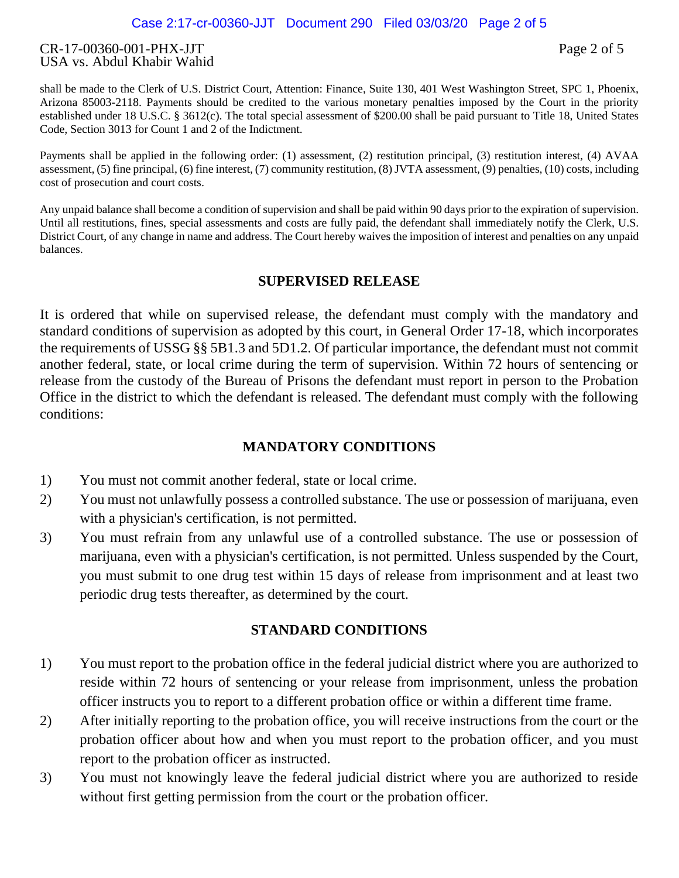shall be made to the Clerk of U.S. District Court, Attention: Finance, Suite 130, 401 West Washington Street, SPC 1, Phoenix, Arizona 85003-2118. Payments should be credited to the various monetary penalties imposed by the Court in the priority established under 18 U.S.C. § 3612(c). The total special assessment of $200.00 shall be paid pursuant to Title 18, United States Code, Section 3013 for Count 1 and 2 of the Indictment.

Payments shall be applied in the following order: (1) assessment, (2) restitution principal, (3) restitution interest, (4) AVAA assessment, (5) fine principal, (6) fine interest, (7) community restitution, (8) JVTA assessment, (9) penalties, (10) costs, including cost of prosecution and court costs.

Any unpaid balance shall become a condition of supervision and shall be paid within 90 days prior to the expiration of supervision. Until all restitutions, fines, special assessments and costs are fully paid, the defendant shall immediately notify the Clerk, U.S. District Court, of any change in name and address. The Court hereby waives the imposition of interest and penalties on any unpaid balances.

## SUPERVISED RELEASE

It is ordered that while on supervised release, the defendant must comply with the mandatory and standard conditions of supervision as adopted by this court, in General Order 17-18, which incorporates the requirements of USSG §§ 5B1.3 and 5D1.2. Of particular importance, the defendant must not commit another federal, state, or local crime during the term of supervision. Within 72 hours of sentencing or release from the custody of the Bureau of Prisons the defendant must report in person to the Probation Office in the district to which the defendant is released. The defendant must comply with the following conditions:

## MANDATORY CONDITIONS

1) You must not commit another federal, state or local crime.
2) You must not unlawfully possess a controlled substance. The use or possession of marijuana, even with a physician's certification, is not permitted.
3) You must refrain from any unlawful use of a controlled substance. The use or possession of marijuana, even with a physician's certification, is not permitted. Unless suspended by the Court, you must submit to one drug test within 15 days of release from imprisonment and at least two periodic drug tests thereafter, as determined by the court.

## STANDARD CONDITIONS

1) You must report to the probation office in the federal judicial district where you are authorized to reside within 72 hours of sentencing or your release from imprisonment, unless the probation officer instructs you to report to a different probation office or within a different time frame.
2) After initially reporting to the probation office, you will receive instructions from the court or the probation officer about how and when you must report to the probation officer, and you must report to the probation officer as instructed.
3) You must not knowingly leave the federal judicial district where you are authorized to reside without first getting permission from the court or the probation officer.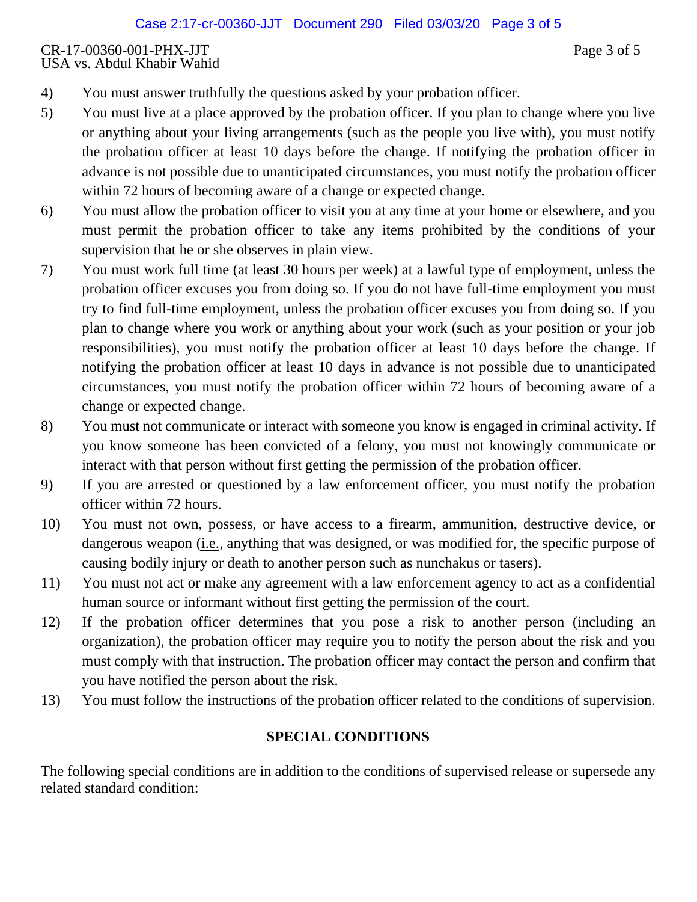4) You must answer truthfully the questions asked by your probation officer.

5) You must live at a place approved by the probation officer. If you plan to change where you live or anything about your living arrangements (such as the people you live with), you must notify the probation officer at least 10 days before the change. If notifying the probation officer in advance is not possible due to unanticipated circumstances, you must notify the probation officer within 72 hours of becoming aware of a change or expected change.

6) You must allow the probation officer to visit you at any time at your home or elsewhere, and you must permit the probation officer to take any items prohibited by the conditions of your supervision that he or she observes in plain view.

7) You must work full time (at least 30 hours per week) at a lawful type of employment, unless the probation officer excuses you from doing so. If you do not have full-time employment you must try to find full-time employment, unless the probation officer excuses you from doing so. If you plan to change where you work or anything about your work (such as your position or your job responsibilities), you must notify the probation officer at least 10 days before the change. If notifying the probation officer at least 10 days in advance is not possible due to unanticipated circumstances, you must notify the probation officer within 72 hours of becoming aware of a change or expected change.

8) You must not communicate or interact with someone you know is engaged in criminal activity. If you know someone has been convicted of a felony, you must not knowingly communicate or interact with that person without first getting the permission of the probation officer.

9) If you are arrested or questioned by a law enforcement officer, you must notify the probation officer within 72 hours.

10) You must not own, possess, or have access to a firearm, ammunition, destructive device, or dangerous weapon (i.e., anything that was designed, or was modified for, the specific purpose of causing bodily injury or death to another person such as nunchakus or tasers).

11) You must not act or make any agreement with a law enforcement agency to act as a confidential human source or informant without first getting the permission of the court.

12) If the probation officer determines that you pose a risk to another person (including an organization), the probation officer may require you to notify the person about the risk and you must comply with that instruction. The probation officer may contact the person and confirm that you have notified the person about the risk.

13) You must follow the instructions of the probation officer related to the conditions of supervision.

## SPECIAL CONDITIONS

The following special conditions are in addition to the conditions of supervised release or supersede any related standard condition: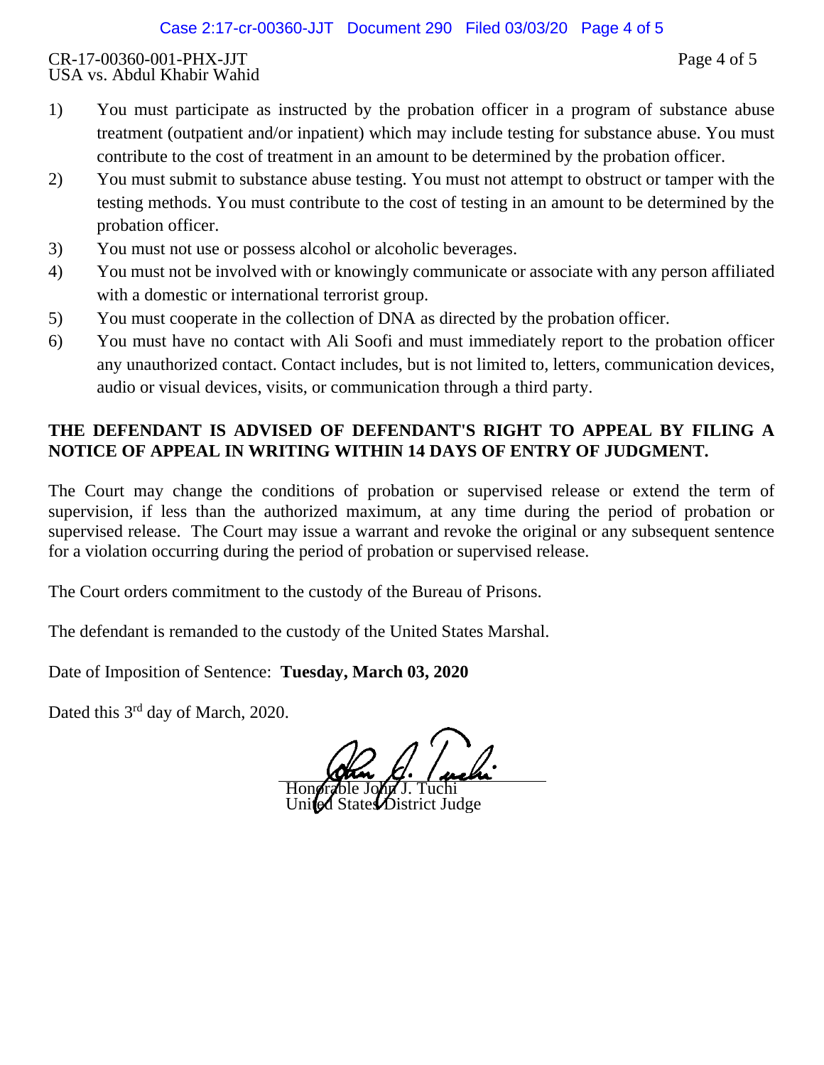CR-17-00360-001-PHX-JJT
USA vs. Abdul Khabir Wahid

1) You must participate as instructed by the probation officer in a program of substance abuse treatment (outpatient and/or inpatient) which may include testing for substance abuse. You must contribute to the cost of treatment in an amount to be determined by the probation officer.
2) You must submit to substance abuse testing. You must not attempt to obstruct or tamper with the testing methods. You must contribute to the cost of testing in an amount to be determined by the probation officer.
3) You must not use or possess alcohol or alcoholic beverages.
4) You must not be involved with or knowingly communicate or associate with any person affiliated with a domestic or international terrorist group.
5) You must cooperate in the collection of DNA as directed by the probation officer.
6) You must have no contact with Ali Soofi and must immediately report to the probation officer any unauthorized contact. Contact includes, but is not limited to, letters, communication devices, audio or visual devices, visits, or communication through a third party.

**THE DEFENDANT IS ADVISED OF DEFENDANT'S RIGHT TO APPEAL BY FILING A NOTICE OF APPEAL IN WRITING WITHIN 14 DAYS OF ENTRY OF JUDGMENT.**

The Court may change the conditions of probation or supervised release or extend the term of supervision, if less than the authorized maximum, at any time during the period of probation or supervised release. The Court may issue a warrant and revoke the original or any subsequent sentence for a violation occurring during the period of probation or supervised release.

The Court orders commitment to the custody of the Bureau of Prisons.

The defendant is remanded to the custody of the United States Marshal.

Date of Imposition of Sentence: **Tuesday, March 03, 2020**

Dated this 3rd day of March, 2020.

Honorable John J. Tuchi
United States District Judge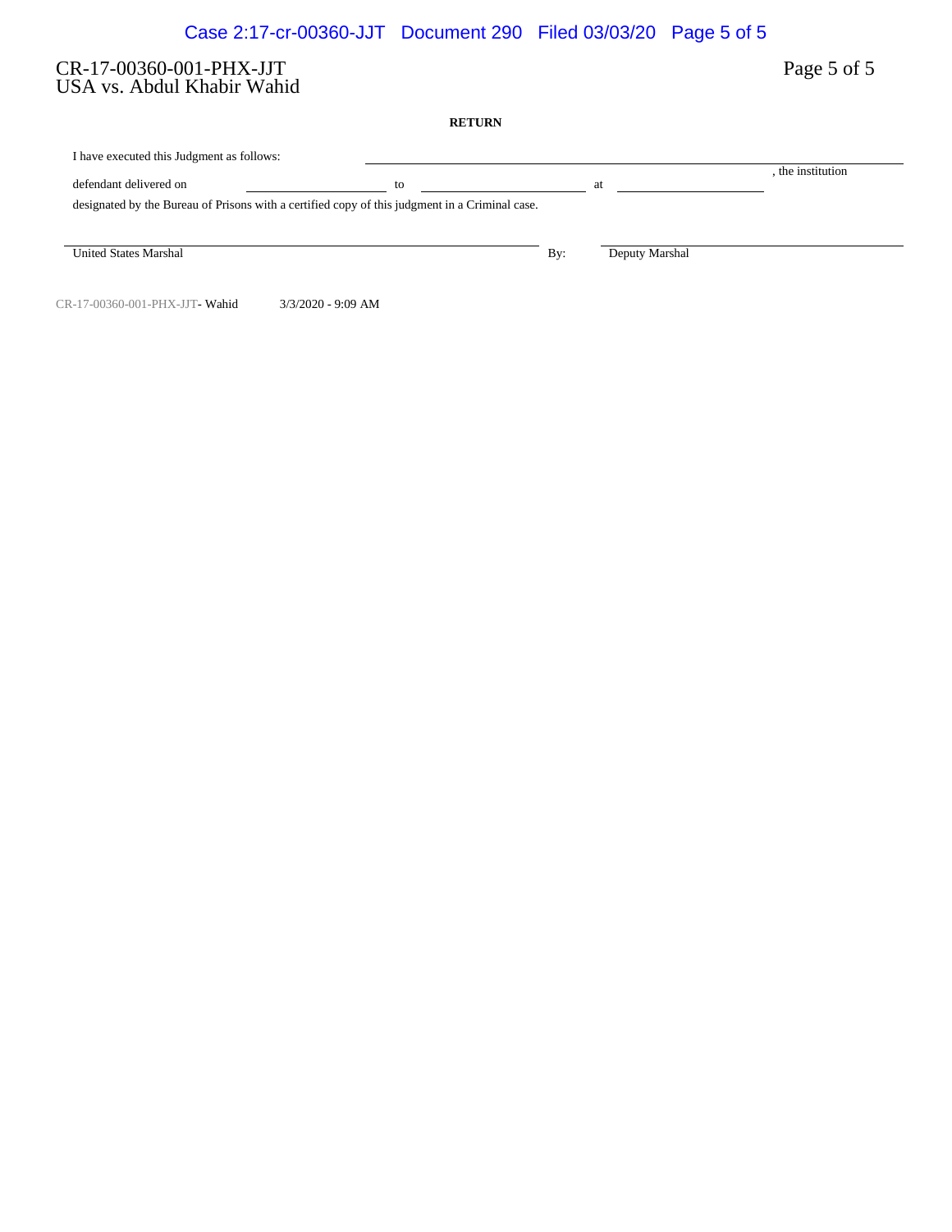## RETURN

I have executed this Judgment as follows: ______________________________

defendant delivered on ______________ to ______________ at ______________, the institution designated by the Bureau of Prisons with a certified copy of this judgment in a Criminal case.

______________________________
United States Marshal

By: ______________________________
Deputy Marshal

CR-17-00360-001-PHX-JJT- Wahid 3/3/2020 - 9:09 AM